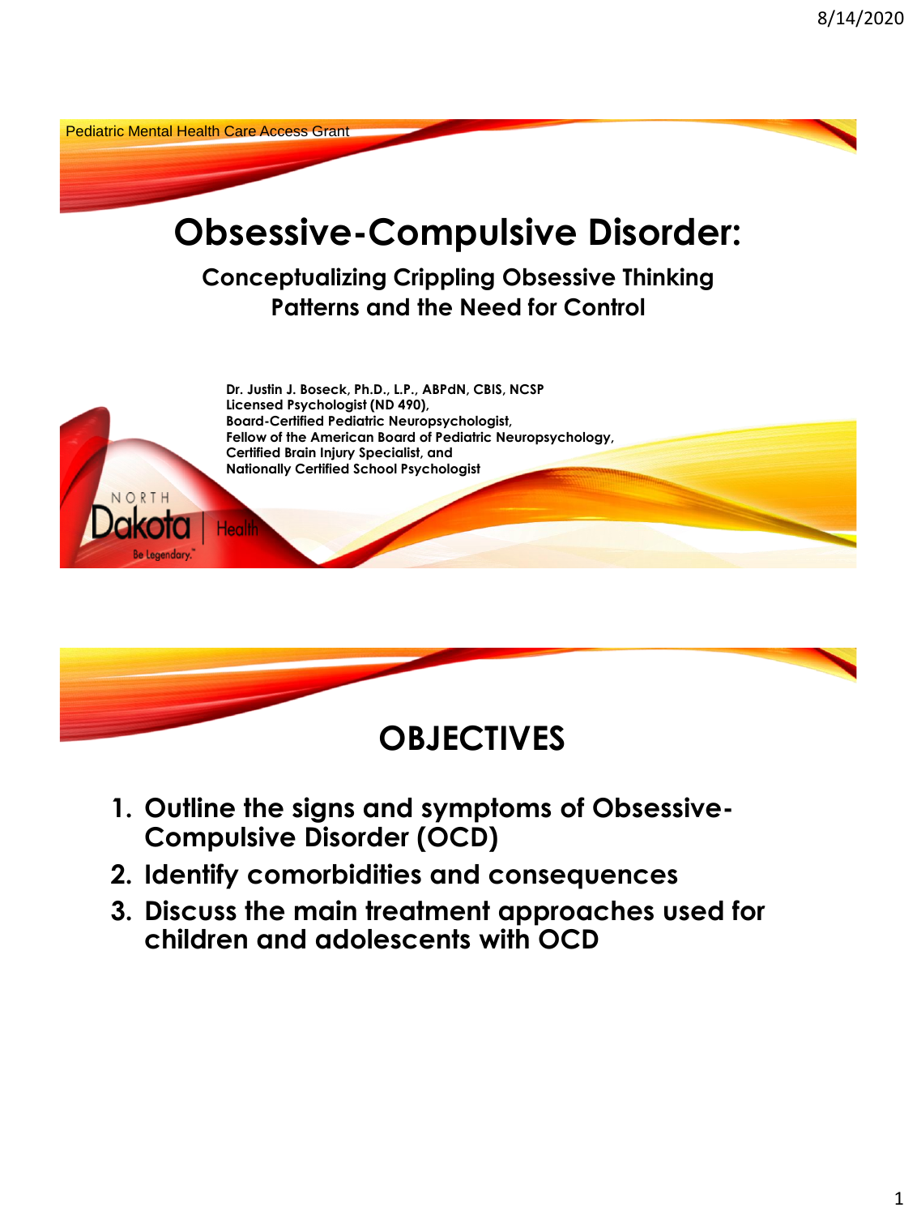Pediatric Mental Health Care Access Grant

# Obsessive-Compulsive Disorder:

## Conceptualizing Crippling Obsessive Thinking Patterns and the Need for Control

**Dr. Justin J. Boseck, Ph.D., L.P., ABPdN, CBIS, NCSP**
**Licensed Psychologist (ND 490),**
**Board-Certified Pediatric Neuropsychologist,**
**Fellow of the American Board of Pediatric Neuropsychology,**
**Certified Brain Injury Specialist, and**
**Nationally Certified School Psychologist**

NORTH Dakota | Health
Be Legendary.™

# OBJECTIVES

1. **Outline the signs and symptoms of Obsessive-Compulsive Disorder (OCD)**
2. **Identify comorbidities and consequences**
3. **Discuss the main treatment approaches used for children and adolescents with OCD**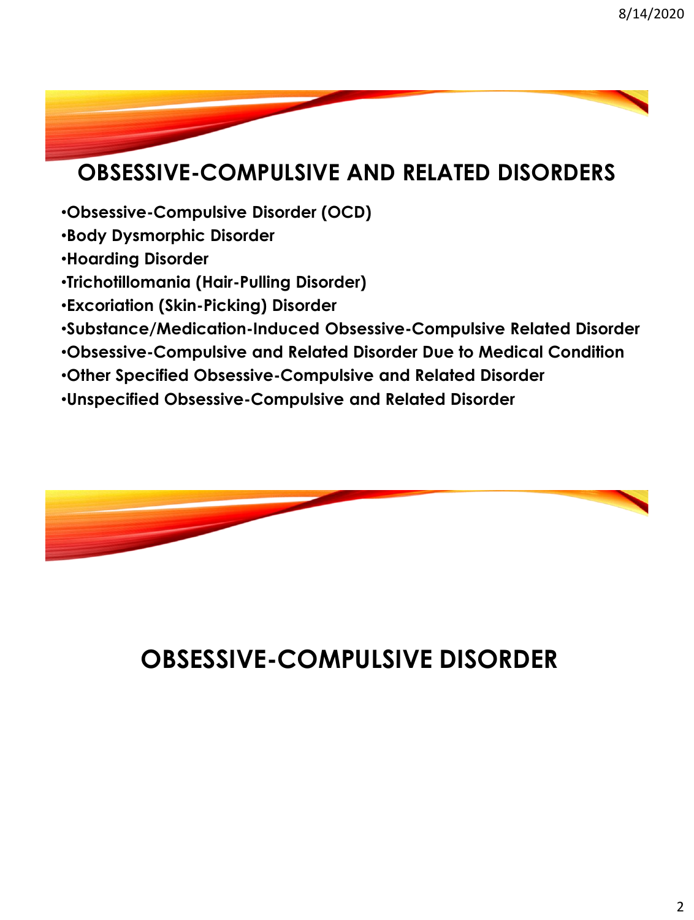## OBSESSIVE-COMPULSIVE AND RELATED DISORDERS

- **Obsessive-Compulsive Disorder (OCD)**
- **Body Dysmorphic Disorder**
- **Hoarding Disorder**
- **Trichotillomania (Hair-Pulling Disorder)**
- **Excoriation (Skin-Picking) Disorder**
- **Substance/Medication-Induced Obsessive-Compulsive Related Disorder**
- **Obsessive-Compulsive and Related Disorder Due to Medical Condition**
- **Other Specified Obsessive-Compulsive and Related Disorder**
- **Unspecified Obsessive-Compulsive and Related Disorder**

## OBSESSIVE-COMPULSIVE DISORDER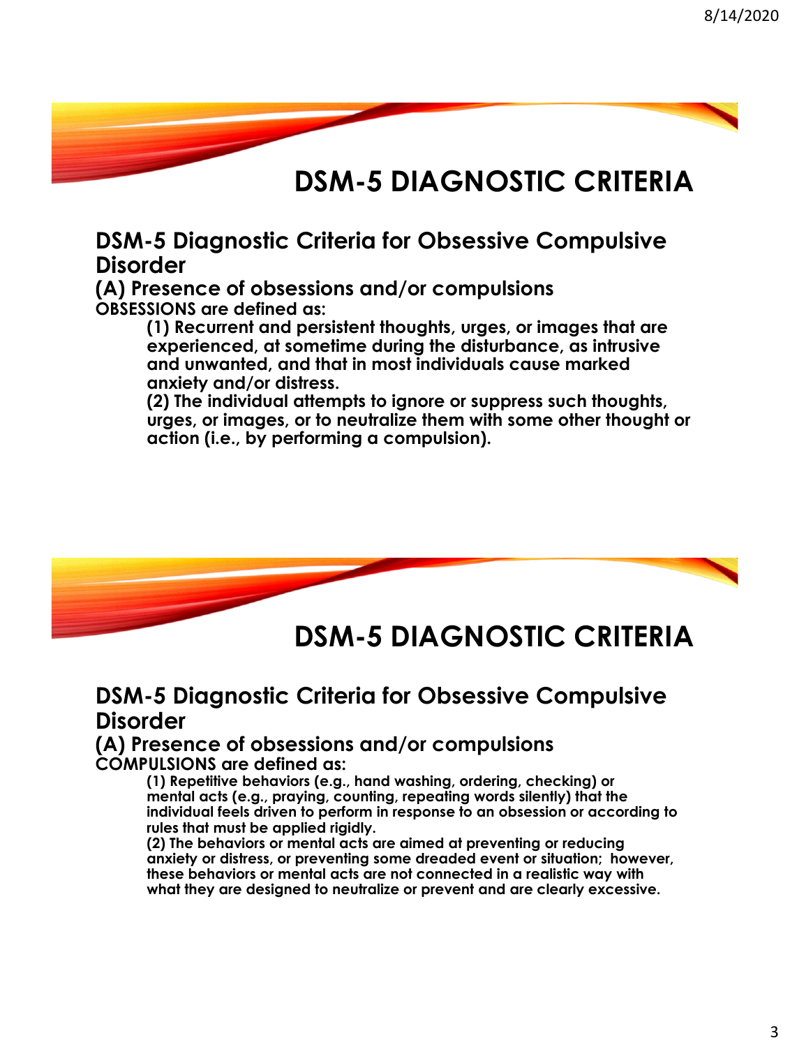# DSM-5 DIAGNOSTIC CRITERIA

## DSM-5 Diagnostic Criteria for Obsessive Compulsive Disorder

### (A) Presence of obsessions and/or compulsions

**OBSESSIONS are defined as:**

> **(1) Recurrent and persistent thoughts, urges, or images that are experienced, at sometime during the disturbance, as intrusive and unwanted, and that in most individuals cause marked anxiety and/or distress.**
>
> **(2) The individual attempts to ignore or suppress such thoughts, urges, or images, or to neutralize them with some other thought or action (i.e., by performing a compulsion).**

# DSM-5 DIAGNOSTIC CRITERIA

## DSM-5 Diagnostic Criteria for Obsessive Compulsive Disorder

### (A) Presence of obsessions and/or compulsions

**COMPULSIONS are defined as:**

> **(1) Repetitive behaviors (e.g., hand washing, ordering, checking) or mental acts (e.g., praying, counting, repeating words silently) that the individual feels driven to perform in response to an obsession or according to rules that must be applied rigidly.**
>
> **(2) The behaviors or mental acts are aimed at preventing or reducing anxiety or distress, or preventing some dreaded event or situation; however, these behaviors or mental acts are not connected in a realistic way with what they are designed to neutralize or prevent and are clearly excessive.**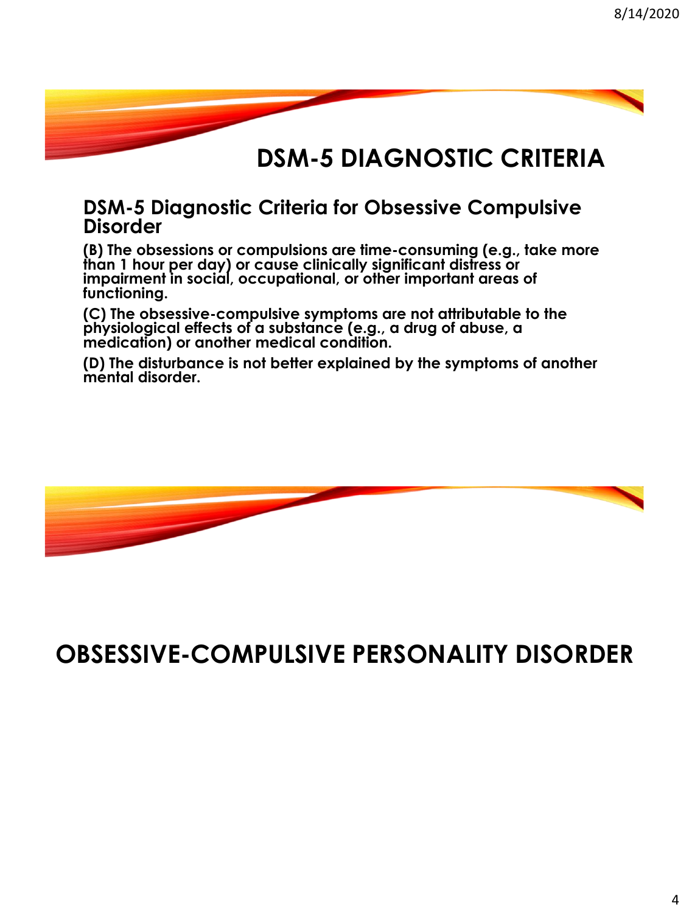# DSM-5 DIAGNOSTIC CRITERIA

## DSM-5 Diagnostic Criteria for Obsessive Compulsive Disorder

**(B) The obsessions or compulsions are time-consuming (e.g., take more than 1 hour per day) or cause clinically significant distress or impairment in social, occupational, or other important areas of functioning.**

**(C) The obsessive-compulsive symptoms are not attributable to the physiological effects of a substance (e.g., a drug of abuse, a medication) or another medical condition.**

**(D) The disturbance is not better explained by the symptoms of another mental disorder.**

# OBSESSIVE-COMPULSIVE PERSONALITY DISORDER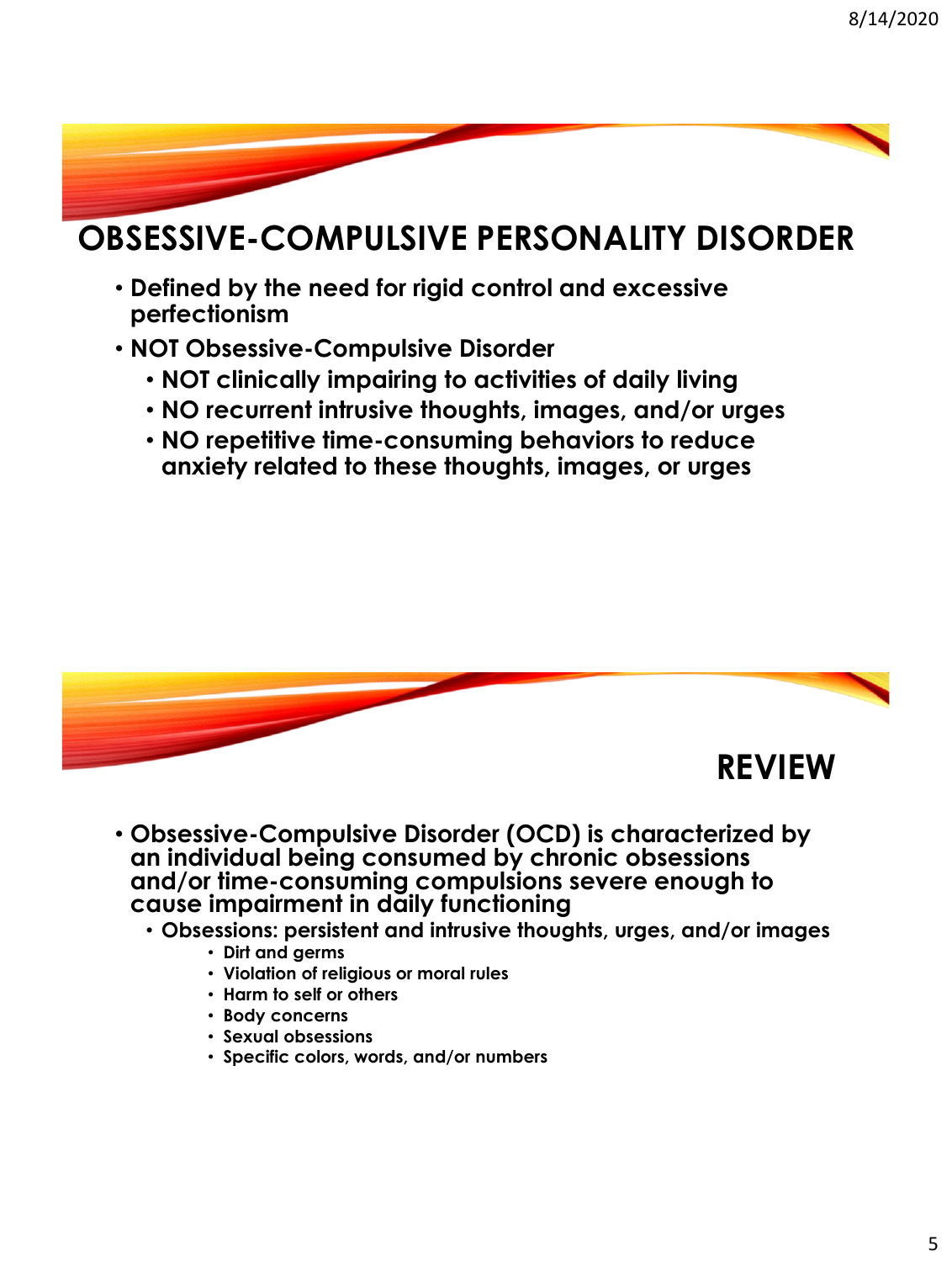## OBSESSIVE-COMPULSIVE PERSONALITY DISORDER

- **Defined by the need for rigid control and excessive perfectionism**
- **NOT Obsessive-Compulsive Disorder**
  - **NOT clinically impairing to activities of daily living**
  - **NO recurrent intrusive thoughts, images, and/or urges**
  - **NO repetitive time-consuming behaviors to reduce anxiety related to these thoughts, images, or urges**

## REVIEW

- **Obsessive-Compulsive Disorder (OCD) is characterized by an individual being consumed by chronic obsessions and/or time-consuming compulsions severe enough to cause impairment in daily functioning**
  - **Obsessions: persistent and intrusive thoughts, urges, and/or images**
    - **Dirt and germs**
    - **Violation of religious or moral rules**
    - **Harm to self or others**
    - **Body concerns**
    - **Sexual obsessions**
    - **Specific colors, words, and/or numbers**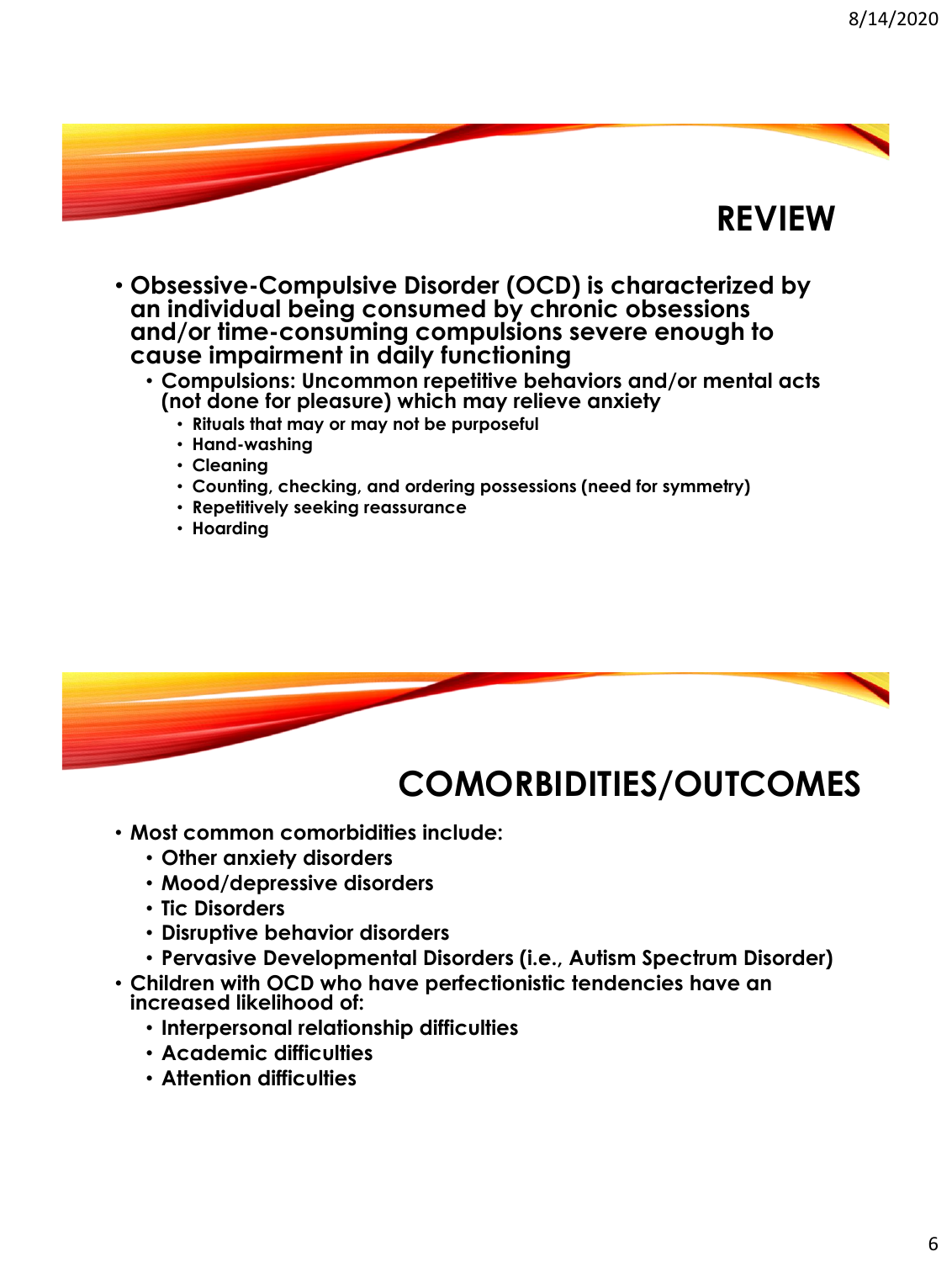## REVIEW

- Obsessive-Compulsive Disorder (OCD) is characterized by an individual being consumed by chronic obsessions and/or time-consuming compulsions severe enough to cause impairment in daily functioning
  - Compulsions: Uncommon repetitive behaviors and/or mental acts (not done for pleasure) which may relieve anxiety
    - Rituals that may or may not be purposeful
    - Hand-washing
    - Cleaning
    - Counting, checking, and ordering possessions (need for symmetry)
    - Repetitively seeking reassurance
    - Hoarding

## COMORBIDITIES/OUTCOMES

- Most common comorbidities include:
  - Other anxiety disorders
  - Mood/depressive disorders
  - Tic Disorders
  - Disruptive behavior disorders
  - Pervasive Developmental Disorders (i.e., Autism Spectrum Disorder)
- Children with OCD who have perfectionistic tendencies have an increased likelihood of:
  - Interpersonal relationship difficulties
  - Academic difficulties
  - Attention difficulties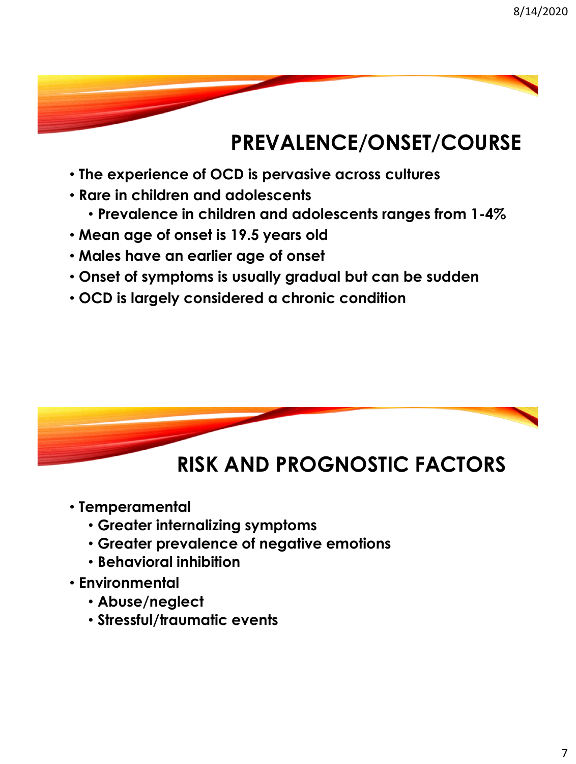## PREVALENCE/ONSET/COURSE

- The experience of OCD is pervasive across cultures
- Rare in children and adolescents
  - Prevalence in children and adolescents ranges from 1-4%
- Mean age of onset is 19.5 years old
- Males have an earlier age of onset
- Onset of symptoms is usually gradual but can be sudden
- OCD is largely considered a chronic condition

## RISK AND PROGNOSTIC FACTORS

- Temperamental
  - Greater internalizing symptoms
  - Greater prevalence of negative emotions
  - Behavioral inhibition
- Environmental
  - Abuse/neglect
  - Stressful/traumatic events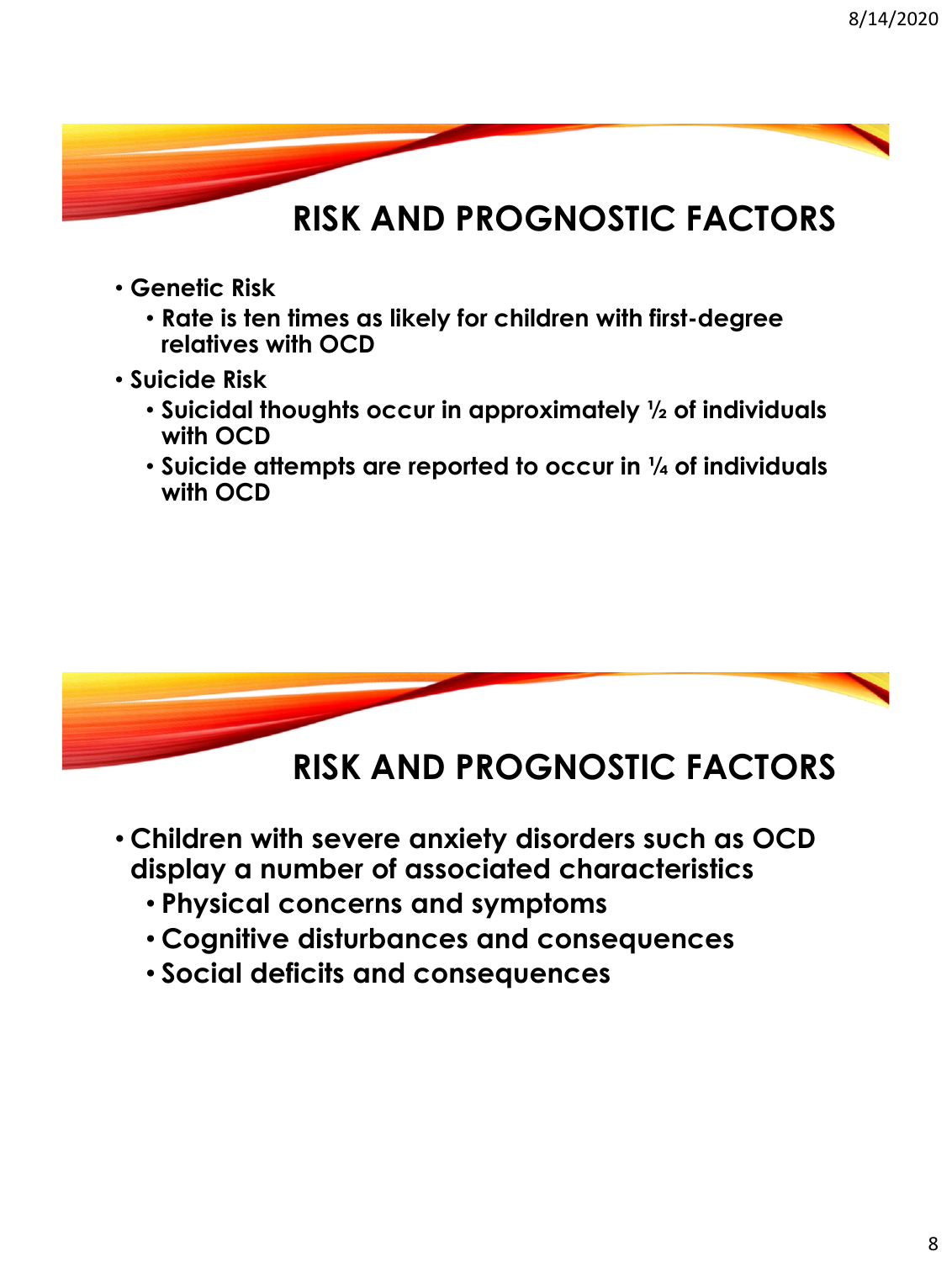## RISK AND PROGNOSTIC FACTORS

- **Genetic Risk**
  - **Rate is ten times as likely for children with first-degree relatives with OCD**
- **Suicide Risk**
  - **Suicidal thoughts occur in approximately ½ of individuals with OCD**
  - **Suicide attempts are reported to occur in ¼ of individuals with OCD**

## RISK AND PROGNOSTIC FACTORS

- **Children with severe anxiety disorders such as OCD display a number of associated characteristics**
  - **Physical concerns and symptoms**
  - **Cognitive disturbances and consequences**
  - **Social deficits and consequences**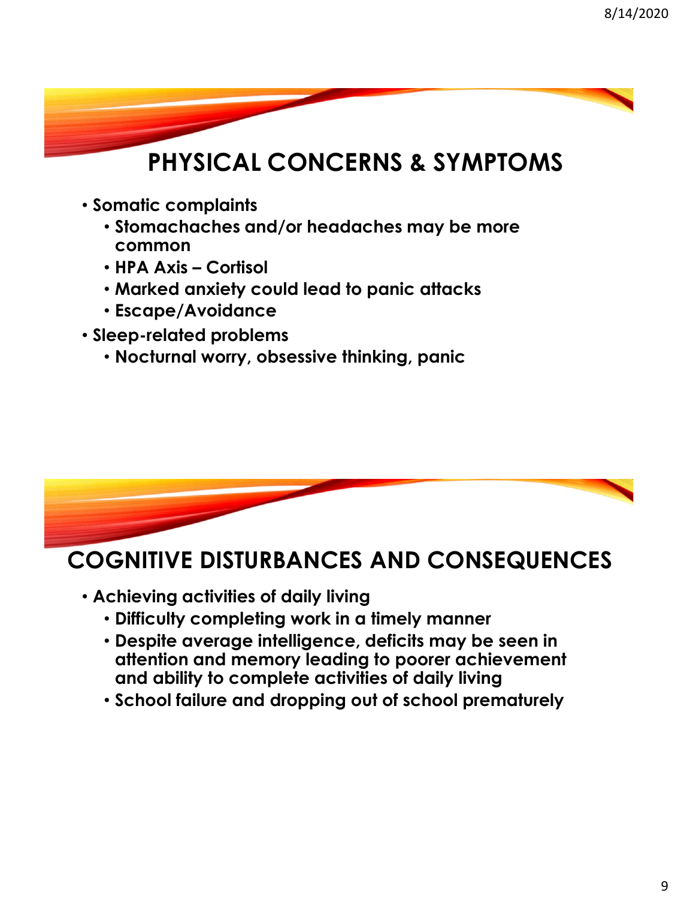## PHYSICAL CONCERNS & SYMPTOMS

- Somatic complaints
  - Stomachaches and/or headaches may be more common
  - HPA Axis – Cortisol
  - Marked anxiety could lead to panic attacks
  - Escape/Avoidance
- Sleep-related problems
  - Nocturnal worry, obsessive thinking, panic

## COGNITIVE DISTURBANCES AND CONSEQUENCES

- Achieving activities of daily living
  - Difficulty completing work in a timely manner
  - Despite average intelligence, deficits may be seen in attention and memory leading to poorer achievement and ability to complete activities of daily living
  - School failure and dropping out of school prematurely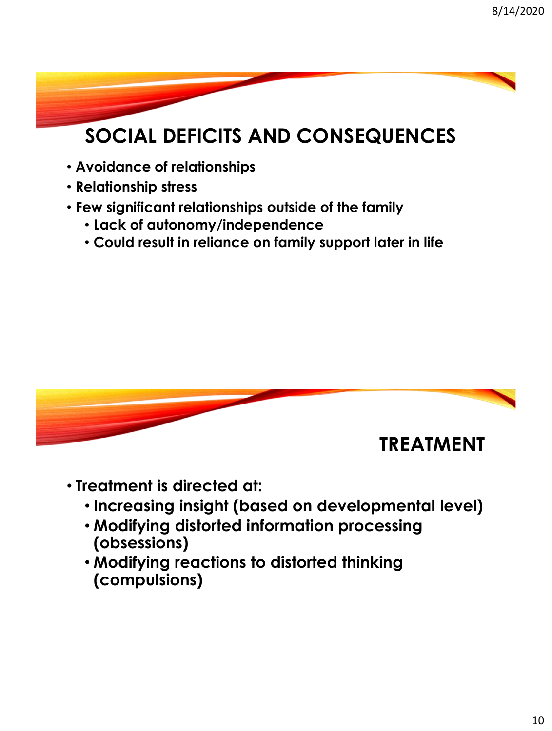## SOCIAL DEFICITS AND CONSEQUENCES

- Avoidance of relationships
- Relationship stress
- Few significant relationships outside of the family
  - Lack of autonomy/independence
  - Could result in reliance on family support later in life

## TREATMENT

- Treatment is directed at:
  - Increasing insight (based on developmental level)
  - Modifying distorted information processing (obsessions)
  - Modifying reactions to distorted thinking (compulsions)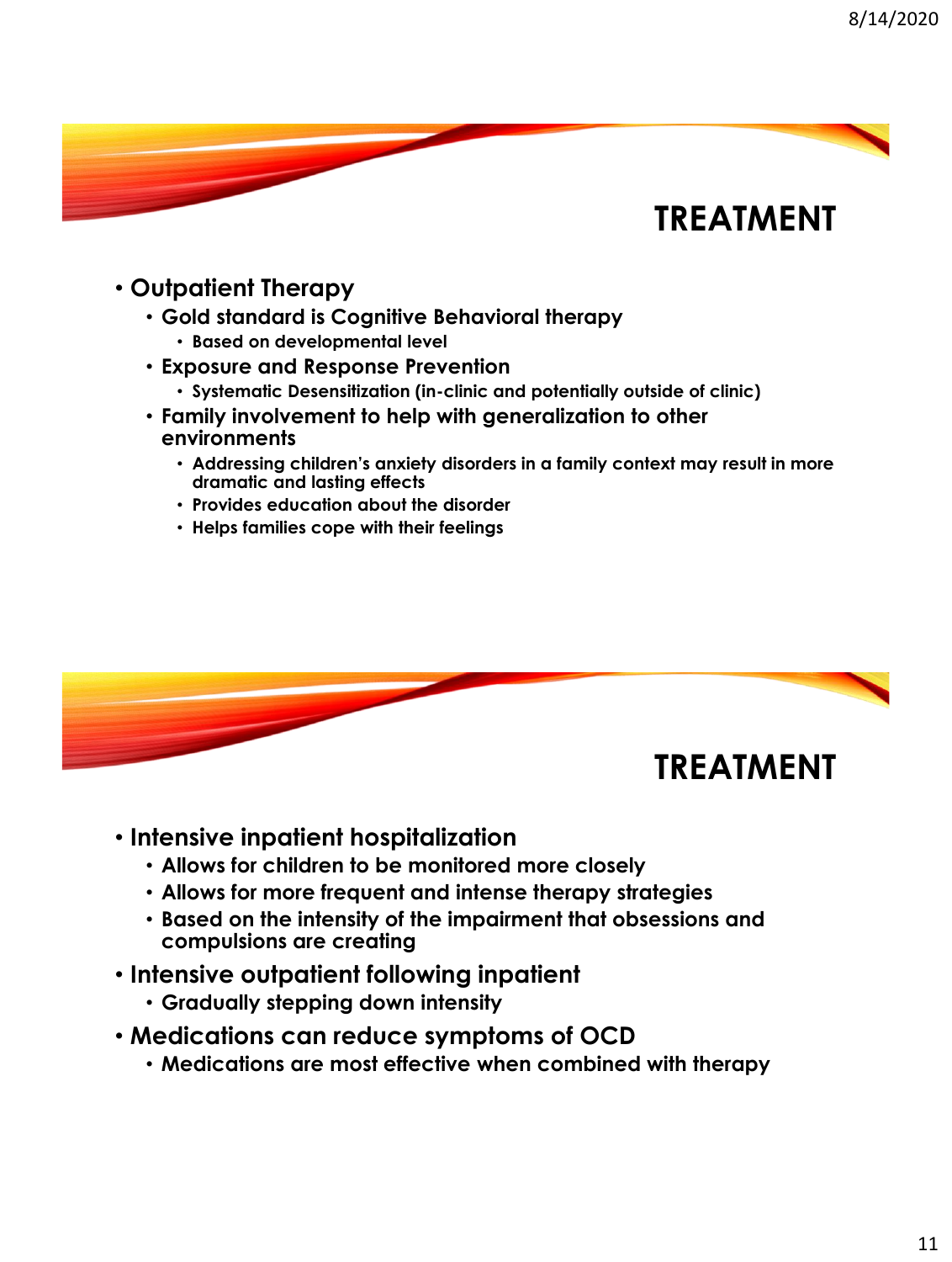## TREATMENT

- **Outpatient Therapy**
  - **Gold standard is Cognitive Behavioral therapy**
    - **Based on developmental level**
  - **Exposure and Response Prevention**
    - **Systematic Desensitization (in-clinic and potentially outside of clinic)**
  - **Family involvement to help with generalization to other environments**
    - **Addressing children's anxiety disorders in a family context may result in more dramatic and lasting effects**
    - **Provides education about the disorder**
    - **Helps families cope with their feelings**

## TREATMENT

- **Intensive inpatient hospitalization**
  - **Allows for children to be monitored more closely**
  - **Allows for more frequent and intense therapy strategies**
  - **Based on the intensity of the impairment that obsessions and compulsions are creating**
- **Intensive outpatient following inpatient**
  - **Gradually stepping down intensity**
- **Medications can reduce symptoms of OCD**
  - **Medications are most effective when combined with therapy**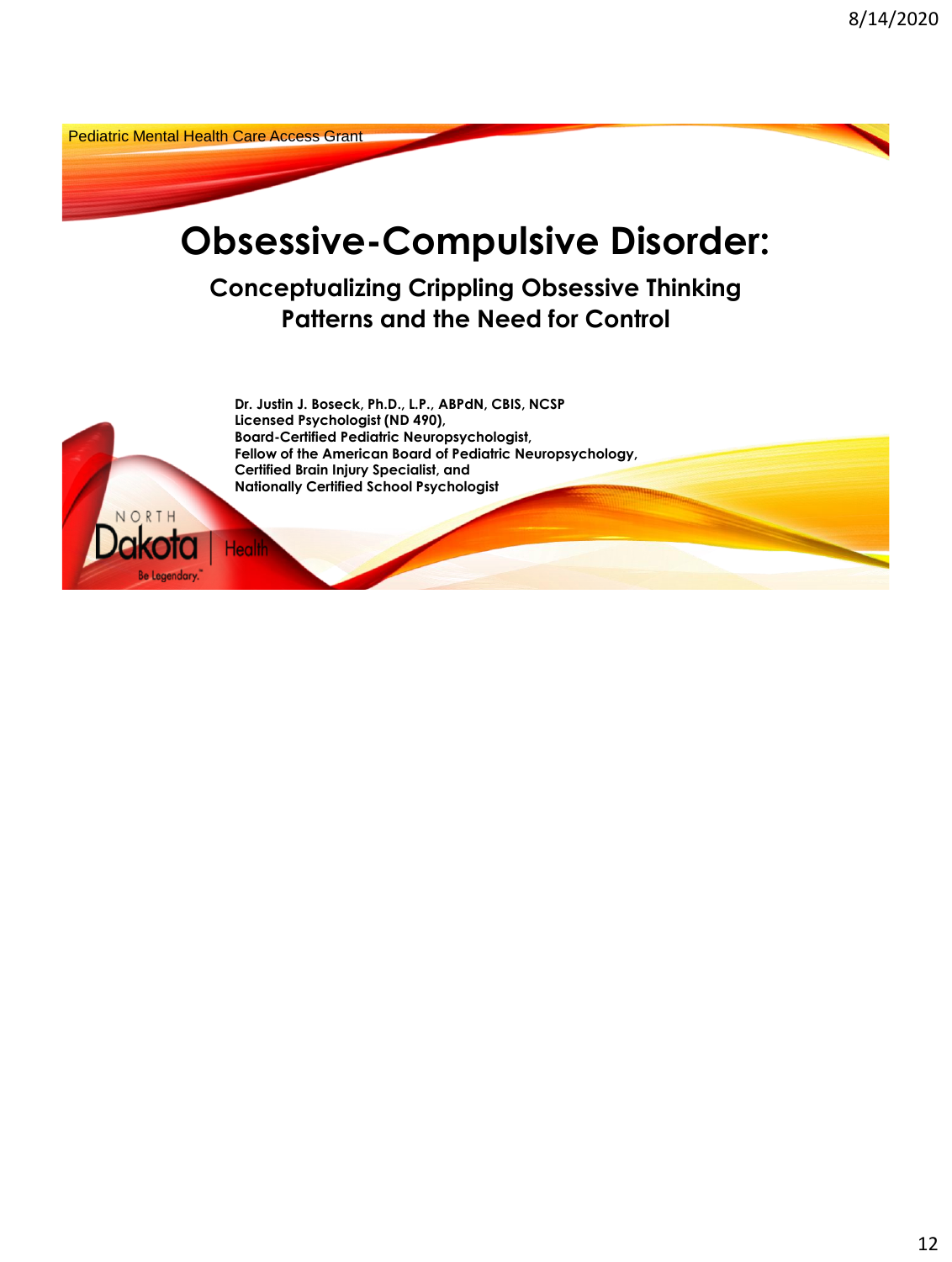Pediatric Mental Health Care Access Grant

# Obsessive-Compulsive Disorder:

## Conceptualizing Crippling Obsessive Thinking Patterns and the Need for Control

**Dr. Justin J. Boseck, Ph.D., L.P., ABPdN, CBIS, NCSP**
**Licensed Psychologist (ND 490),**
**Board-Certified Pediatric Neuropsychologist,**
**Fellow of the American Board of Pediatric Neuropsychology,**
**Certified Brain Injury Specialist, and**
**Nationally Certified School Psychologist**

NORTH Dakota | Health

Be Legendary.™